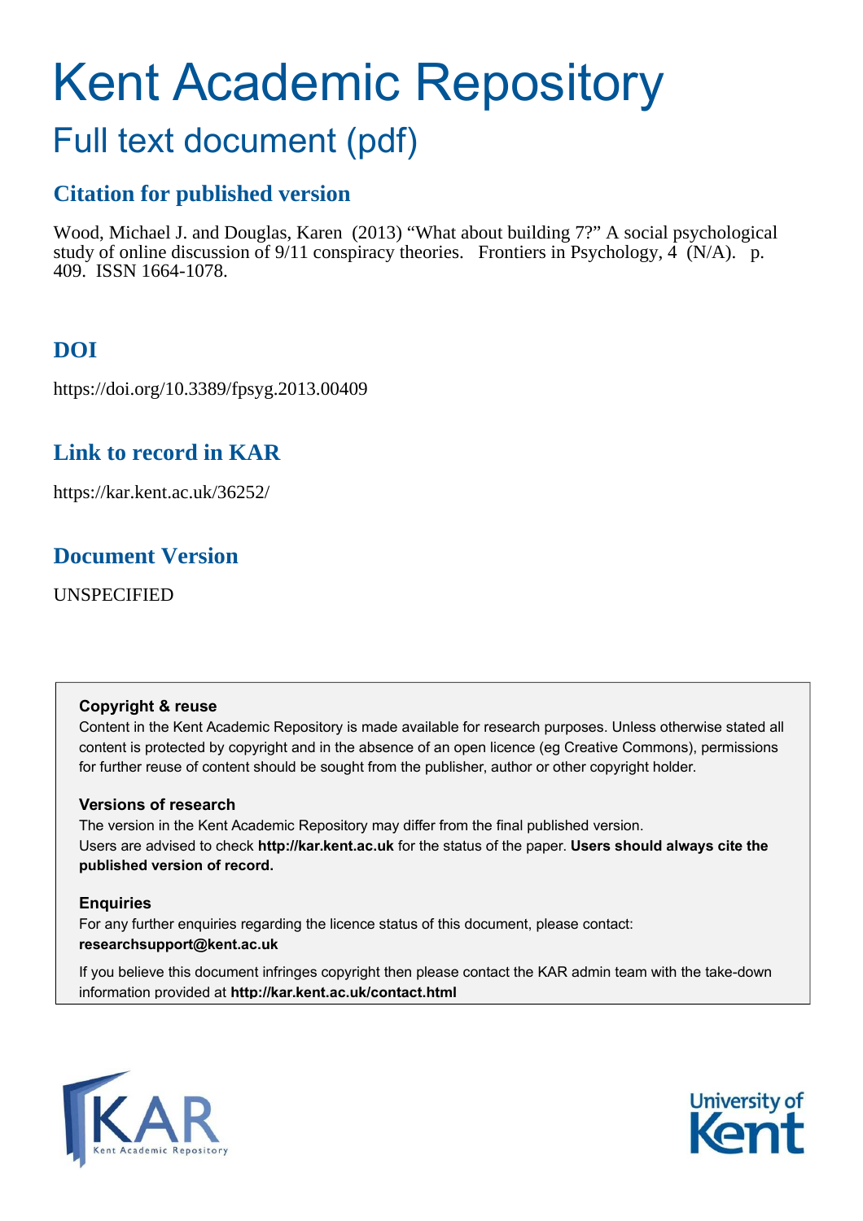# Kent Academic Repository

## Full text document (pdf)

### Citation for published version

Wood, Michael J. and Douglas, Karen (2013) "What about building 7?" A social psychological study of online discussion of 9/11 conspiracy theories. Frontiers in Psychology, 4 (N/A). p. 409. ISSN 1664-1078.

### DOI

https://doi.org/10.3389/fpsyg.2013.00409

### Link to record in KAR

https://kar.kent.ac.uk/36252/

### Document Version

UNSPECIFIED

**Copyright & reuse**

Content in the Kent Academic Repository is made available for research purposes. Unless otherwise stated all content is protected by copyright and in the absence of an open licence (eg Creative Commons), permissions for further reuse of content should be sought from the publisher, author or other copyright holder.

**Versions of research**

The version in the Kent Academic Repository may differ from the final published version. Users are advised to check **http://kar.kent.ac.uk** for the status of the paper. **Users should always cite the published version of record.**

**Enquiries**

For any further enquiries regarding the licence status of this document, please contact: **researchsupport@kent.ac.uk**

If you believe this document infringes copyright then please contact the KAR admin team with the take-down information provided at **http://kar.kent.ac.uk/contact.html**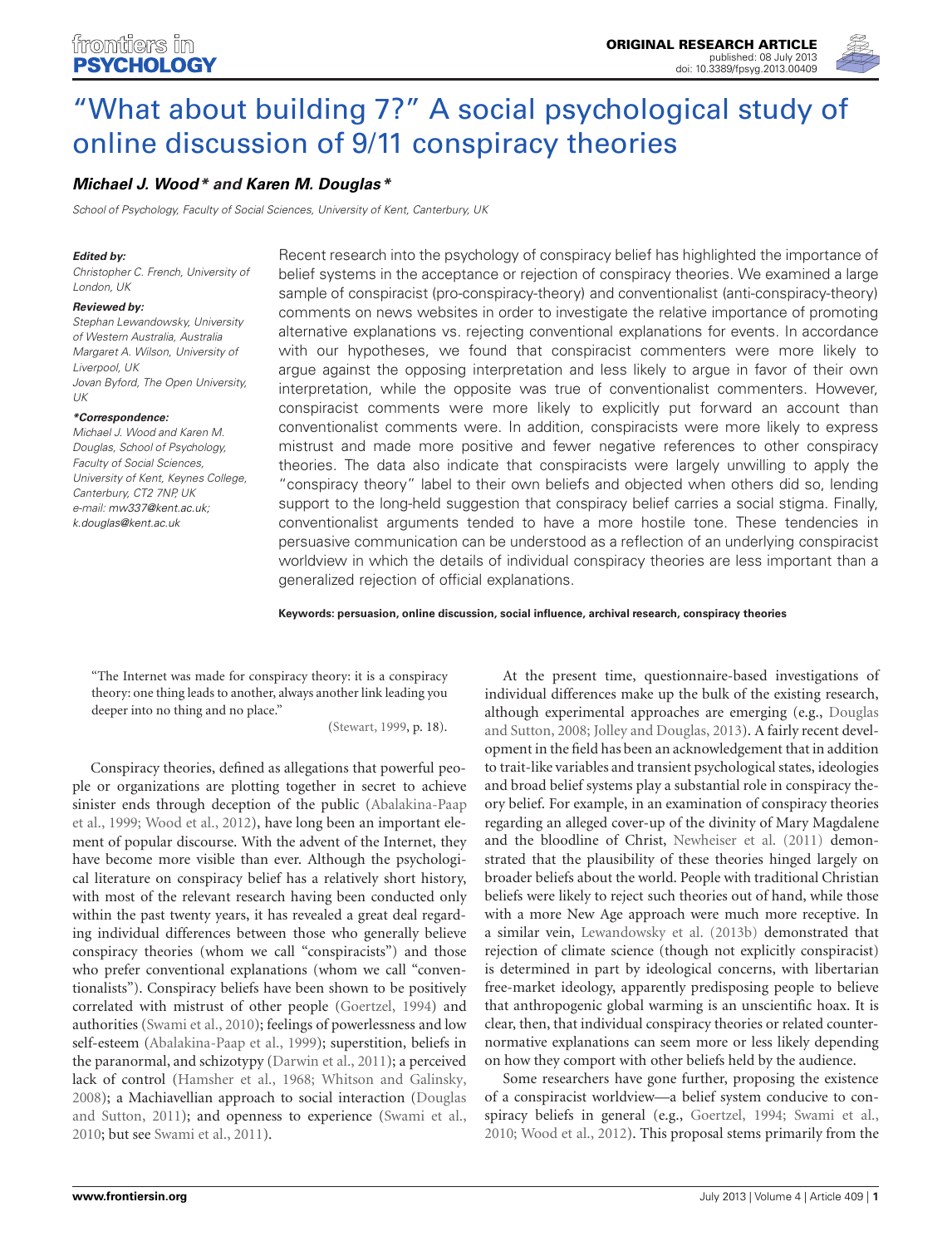# "What about building 7?" A social psychological study of online discussion of 9/11 conspiracy theories

***Michael J. Wood\* and Karen M. Douglas\****

*School of Psychology, Faculty of Social Sciences, University of Kent, Canterbury, UK*

***Edited by:***
*Christopher C. French, University of London, UK*

***Reviewed by:***
*Stephan Lewandowsky, University of Western Australia, Australia*
*Margaret A. Wilson, University of Liverpool, UK*
*Jovan Byford, The Open University, UK*

***\*Correspondence:***
*Michael J. Wood and Karen M. Douglas, School of Psychology, Faculty of Social Sciences, University of Kent, Keynes College, Canterbury, CT2 7NP, UK*
*e-mail: mw337@kent.ac.uk; k.douglas@kent.ac.uk*

Recent research into the psychology of conspiracy belief has highlighted the importance of belief systems in the acceptance or rejection of conspiracy theories. We examined a large sample of conspiracist (pro-conspiracy-theory) and conventionalist (anti-conspiracy-theory) comments on news websites in order to investigate the relative importance of promoting alternative explanations vs. rejecting conventional explanations for events. In accordance with our hypotheses, we found that conspiracist commenters were more likely to argue against the opposing interpretation and less likely to argue in favor of their own interpretation, while the opposite was true of conventionalist commenters. However, conspiracist comments were more likely to explicitly put forward an account than conventionalist comments were. In addition, conspiracists were more likely to express mistrust and made more positive and fewer negative references to other conspiracy theories. The data also indicate that conspiracists were largely unwilling to apply the "conspiracy theory" label to their own beliefs and objected when others did so, lending support to the long-held suggestion that conspiracy belief carries a social stigma. Finally, conventionalist arguments tended to have a more hostile tone. These tendencies in persuasive communication can be understood as a reflection of an underlying conspiracist worldview in which the details of individual conspiracy theories are less important than a generalized rejection of official explanations.

**Keywords: persuasion, online discussion, social influence, archival research, conspiracy theories**

> "The Internet was made for conspiracy theory: it is a conspiracy theory: one thing leads to another, always another link leading you deeper into no thing and no place."
>
> (Stewart, 1999, p. 18).

Conspiracy theories, defined as allegations that powerful people or organizations are plotting together in secret to achieve sinister ends through deception of the public (Abalakina-Paap et al., 1999; Wood et al., 2012), have long been an important element of popular discourse. With the advent of the Internet, they have become more visible than ever. Although the psychological literature on conspiracy belief has a relatively short history, with most of the relevant research having been conducted only within the past twenty years, it has revealed a great deal regarding individual differences between those who generally believe conspiracy theories (whom we call "conspiracists") and those who prefer conventional explanations (whom we call "conventionalists"). Conspiracy beliefs have been shown to be positively correlated with mistrust of other people (Goertzel, 1994) and authorities (Swami et al., 2010); feelings of powerlessness and low self-esteem (Abalakina-Paap et al., 1999); superstition, beliefs in the paranormal, and schizotypy (Darwin et al., 2011); a perceived lack of control (Hamsher et al., 1968; Whitson and Galinsky, 2008); a Machiavellian approach to social interaction (Douglas and Sutton, 2011); and openness to experience (Swami et al., 2010; but see Swami et al., 2011).

At the present time, questionnaire-based investigations of individual differences make up the bulk of the existing research, although experimental approaches are emerging (e.g., Douglas and Sutton, 2008; Jolley and Douglas, 2013). A fairly recent development in the field has been an acknowledgement that in addition to trait-like variables and transient psychological states, ideologies and broad belief systems play a substantial role in conspiracy theory belief. For example, in an examination of conspiracy theories regarding an alleged cover-up of the divinity of Mary Magdalene and the bloodline of Christ, Newheiser et al. (2011) demonstrated that the plausibility of these theories hinged largely on broader beliefs about the world. People with traditional Christian beliefs were likely to reject such theories out of hand, while those with a more New Age approach were much more receptive. In a similar vein, Lewandowsky et al. (2013b) demonstrated that rejection of climate science (though not explicitly conspiracist) is determined in part by ideological concerns, with libertarian free-market ideology, apparently predisposing people to believe that anthropogenic global warming is an unscientific hoax. It is clear, then, that individual conspiracy theories or related counter-normative explanations can seem more or less likely depending on how they comport with other beliefs held by the audience.

Some researchers have gone further, proposing the existence of a conspiracist worldview—a belief system conducive to conspiracy beliefs in general (e.g., Goertzel, 1994; Swami et al., 2010; Wood et al., 2012). This proposal stems primarily from the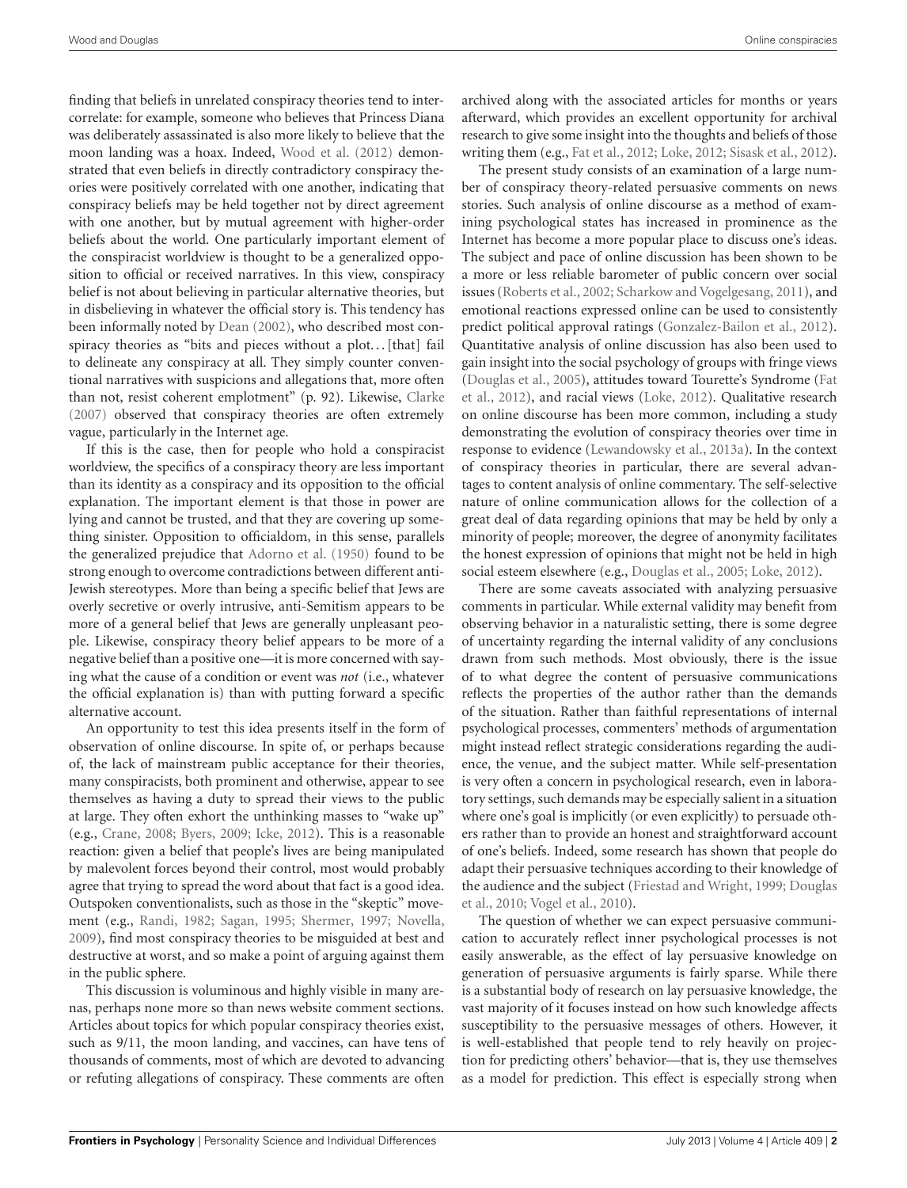finding that beliefs in unrelated conspiracy theories tend to intercorrelate: for example, someone who believes that Princess Diana was deliberately assassinated is also more likely to believe that the moon landing was a hoax. Indeed, Wood et al. (2012) demonstrated that even beliefs in directly contradictory conspiracy theories were positively correlated with one another, indicating that conspiracy beliefs may be held together not by direct agreement with one another, but by mutual agreement with higher-order beliefs about the world. One particularly important element of the conspiracist worldview is thought to be a generalized opposition to official or received narratives. In this view, conspiracy belief is not about believing in particular alternative theories, but in disbelieving in whatever the official story is. This tendency has been informally noted by Dean (2002), who described most conspiracy theories as "bits and pieces without a plot…[that] fail to delineate any conspiracy at all. They simply counter conventional narratives with suspicions and allegations that, more often than not, resist coherent emplotment" (p. 92). Likewise, Clarke (2007) observed that conspiracy theories are often extremely vague, particularly in the Internet age.

If this is the case, then for people who hold a conspiracist worldview, the specifics of a conspiracy theory are less important than its identity as a conspiracy and its opposition to the official explanation. The important element is that those in power are lying and cannot be trusted, and that they are covering up something sinister. Opposition to officialdom, in this sense, parallels the generalized prejudice that Adorno et al. (1950) found to be strong enough to overcome contradictions between different anti-Jewish stereotypes. More than being a specific belief that Jews are overly secretive or overly intrusive, anti-Semitism appears to be more of a general belief that Jews are generally unpleasant people. Likewise, conspiracy theory belief appears to be more of a negative belief than a positive one—it is more concerned with saying what the cause of a condition or event was *not* (i.e., whatever the official explanation is) than with putting forward a specific alternative account.

An opportunity to test this idea presents itself in the form of observation of online discourse. In spite of, or perhaps because of, the lack of mainstream public acceptance for their theories, many conspiracists, both prominent and otherwise, appear to see themselves as having a duty to spread their views to the public at large. They often exhort the unthinking masses to "wake up" (e.g., Crane, 2008; Byers, 2009; Icke, 2012). This is a reasonable reaction: given a belief that people's lives are being manipulated by malevolent forces beyond their control, most would probably agree that trying to spread the word about that fact is a good idea. Outspoken conventionalists, such as those in the "skeptic" movement (e.g., Randi, 1982; Sagan, 1995; Shermer, 1997; Novella, 2009), find most conspiracy theories to be misguided at best and destructive at worst, and so make a point of arguing against them in the public sphere.

This discussion is voluminous and highly visible in many arenas, perhaps none more so than news website comment sections. Articles about topics for which popular conspiracy theories exist, such as 9/11, the moon landing, and vaccines, can have tens of thousands of comments, most of which are devoted to advancing or refuting allegations of conspiracy. These comments are often archived along with the associated articles for months or years afterward, which provides an excellent opportunity for archival research to give some insight into the thoughts and beliefs of those writing them (e.g., Fat et al., 2012; Loke, 2012; Sisask et al., 2012).

The present study consists of an examination of a large number of conspiracy theory-related persuasive comments on news stories. Such analysis of online discourse as a method of examining psychological states has increased in prominence as the Internet has become a more popular place to discuss one's ideas. The subject and pace of online discussion has been shown to be a more or less reliable barometer of public concern over social issues (Roberts et al., 2002; Scharkow and Vogelgesang, 2011), and emotional reactions expressed online can be used to consistently predict political approval ratings (Gonzalez-Bailon et al., 2012). Quantitative analysis of online discussion has also been used to gain insight into the social psychology of groups with fringe views (Douglas et al., 2005), attitudes toward Tourette's Syndrome (Fat et al., 2012), and racial views (Loke, 2012). Qualitative research on online discourse has been more common, including a study demonstrating the evolution of conspiracy theories over time in response to evidence (Lewandowsky et al., 2013a). In the context of conspiracy theories in particular, there are several advantages to content analysis of online commentary. The self-selective nature of online communication allows for the collection of a great deal of data regarding opinions that may be held by only a minority of people; moreover, the degree of anonymity facilitates the honest expression of opinions that might not be held in high social esteem elsewhere (e.g., Douglas et al., 2005; Loke, 2012).

There are some caveats associated with analyzing persuasive comments in particular. While external validity may benefit from observing behavior in a naturalistic setting, there is some degree of uncertainty regarding the internal validity of any conclusions drawn from such methods. Most obviously, there is the issue of to what degree the content of persuasive communications reflects the properties of the author rather than the demands of the situation. Rather than faithful representations of internal psychological processes, commenters' methods of argumentation might instead reflect strategic considerations regarding the audience, the venue, and the subject matter. While self-presentation is very often a concern in psychological research, even in laboratory settings, such demands may be especially salient in a situation where one's goal is implicitly (or even explicitly) to persuade others rather than to provide an honest and straightforward account of one's beliefs. Indeed, some research has shown that people do adapt their persuasive techniques according to their knowledge of the audience and the subject (Friestad and Wright, 1999; Douglas et al., 2010; Vogel et al., 2010).

The question of whether we can expect persuasive communication to accurately reflect inner psychological processes is not easily answerable, as the effect of lay persuasive knowledge on generation of persuasive arguments is fairly sparse. While there is a substantial body of research on lay persuasive knowledge, the vast majority of it focuses instead on how such knowledge affects susceptibility to the persuasive messages of others. However, it is well-established that people tend to rely heavily on projection for predicting others' behavior—that is, they use themselves as a model for prediction. This effect is especially strong when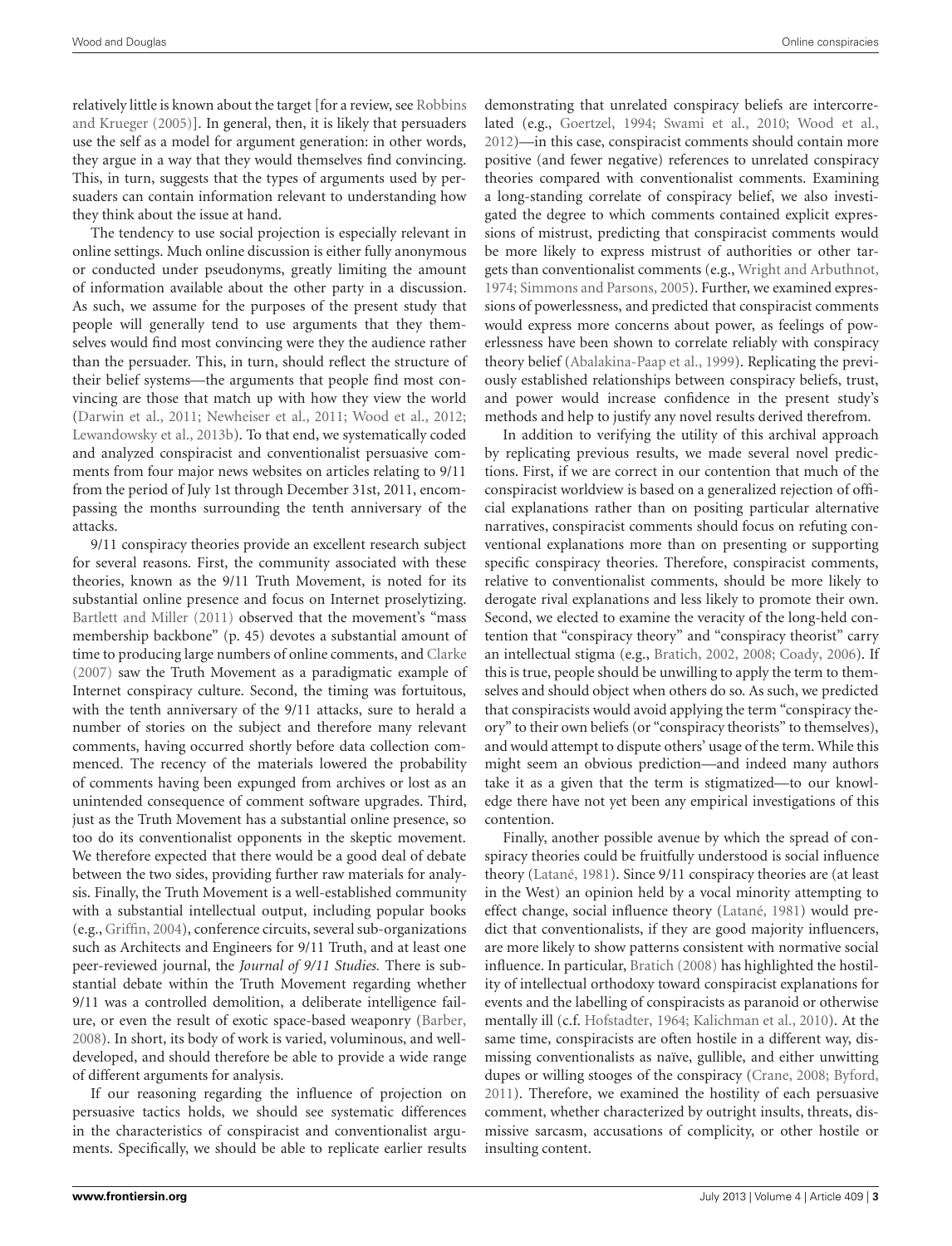relatively little is known about the target [for a review, see Robbins and Krueger (2005)]. In general, then, it is likely that persuaders use the self as a model for argument generation: in other words, they argue in a way that they would themselves find convincing. This, in turn, suggests that the types of arguments used by persuaders can contain information relevant to understanding how they think about the issue at hand.

The tendency to use social projection is especially relevant in online settings. Much online discussion is either fully anonymous or conducted under pseudonyms, greatly limiting the amount of information available about the other party in a discussion. As such, we assume for the purposes of the present study that people will generally tend to use arguments that they themselves would find most convincing were they the audience rather than the persuader. This, in turn, should reflect the structure of their belief systems—the arguments that people find most convincing are those that match up with how they view the world (Darwin et al., 2011; Newheiser et al., 2011; Wood et al., 2012; Lewandowsky et al., 2013b). To that end, we systematically coded and analyzed conspiracist and conventionalist persuasive comments from four major news websites on articles relating to 9/11 from the period of July 1st through December 31st, 2011, encompassing the months surrounding the tenth anniversary of the attacks.

9/11 conspiracy theories provide an excellent research subject for several reasons. First, the community associated with these theories, known as the 9/11 Truth Movement, is noted for its substantial online presence and focus on Internet proselytizing. Bartlett and Miller (2011) observed that the movement's "mass membership backbone" (p. 45) devotes a substantial amount of time to producing large numbers of online comments, and Clarke (2007) saw the Truth Movement as a paradigmatic example of Internet conspiracy culture. Second, the timing was fortuitous, with the tenth anniversary of the 9/11 attacks, sure to herald a number of stories on the subject and therefore many relevant comments, having occurred shortly before data collection commenced. The recency of the materials lowered the probability of comments having been expunged from archives or lost as an unintended consequence of comment software upgrades. Third, just as the Truth Movement has a substantial online presence, so too do its conventionalist opponents in the skeptic movement. We therefore expected that there would be a good deal of debate between the two sides, providing further raw materials for analysis. Finally, the Truth Movement is a well-established community with a substantial intellectual output, including popular books (e.g., Griffin, 2004), conference circuits, several sub-organizations such as Architects and Engineers for 9/11 Truth, and at least one peer-reviewed journal, the *Journal of 9/11 Studies.* There is substantial debate within the Truth Movement regarding whether 9/11 was a controlled demolition, a deliberate intelligence failure, or even the result of exotic space-based weaponry (Barber, 2008). In short, its body of work is varied, voluminous, and well-developed, and should therefore be able to provide a wide range of different arguments for analysis.

If our reasoning regarding the influence of projection on persuasive tactics holds, we should see systematic differences in the characteristics of conspiracist and conventionalist arguments. Specifically, we should be able to replicate earlier results demonstrating that unrelated conspiracy beliefs are intercorrelated (e.g., Goertzel, 1994; Swami et al., 2010; Wood et al., 2012)—in this case, conspiracist comments should contain more positive (and fewer negative) references to unrelated conspiracy theories compared with conventionalist comments. Examining a long-standing correlate of conspiracy belief, we also investigated the degree to which comments contained explicit expressions of mistrust, predicting that conspiracist comments would be more likely to express mistrust of authorities or other targets than conventionalist comments (e.g., Wright and Arbuthnot, 1974; Simmons and Parsons, 2005). Further, we examined expressions of powerlessness, and predicted that conspiracist comments would express more concerns about power, as feelings of powerlessness have been shown to correlate reliably with conspiracy theory belief (Abalakina-Paap et al., 1999). Replicating the previously established relationships between conspiracy beliefs, trust, and power would increase confidence in the present study's methods and help to justify any novel results derived therefrom.

In addition to verifying the utility of this archival approach by replicating previous results, we made several novel predictions. First, if we are correct in our contention that much of the conspiracist worldview is based on a generalized rejection of official explanations rather than on positing particular alternative narratives, conspiracist comments should focus on refuting conventional explanations more than on presenting or supporting specific conspiracy theories. Therefore, conspiracist comments, relative to conventionalist comments, should be more likely to derogate rival explanations and less likely to promote their own. Second, we elected to examine the veracity of the long-held contention that "conspiracy theory" and "conspiracy theorist" carry an intellectual stigma (e.g., Bratich, 2002, 2008; Coady, 2006). If this is true, people should be unwilling to apply the term to themselves and should object when others do so. As such, we predicted that conspiracists would avoid applying the term "conspiracy theory" to their own beliefs (or "conspiracy theorists" to themselves), and would attempt to dispute others' usage of the term. While this might seem an obvious prediction—and indeed many authors take it as a given that the term is stigmatized—to our knowledge there have not yet been any empirical investigations of this contention.

Finally, another possible avenue by which the spread of conspiracy theories could be fruitfully understood is social influence theory (Latané, 1981). Since 9/11 conspiracy theories are (at least in the West) an opinion held by a vocal minority attempting to effect change, social influence theory (Latané, 1981) would predict that conventionalists, if they are good majority influencers, are more likely to show patterns consistent with normative social influence. In particular, Bratich (2008) has highlighted the hostility of intellectual orthodoxy toward conspiracist explanations for events and the labelling of conspiracists as paranoid or otherwise mentally ill (c.f. Hofstadter, 1964; Kalichman et al., 2010). At the same time, conspiracists are often hostile in a different way, dismissing conventionalists as naïve, gullible, and either unwitting dupes or willing stooges of the conspiracy (Crane, 2008; Byford, 2011). Therefore, we examined the hostility of each persuasive comment, whether characterized by outright insults, threats, dismissive sarcasm, accusations of complicity, or other hostile or insulting content.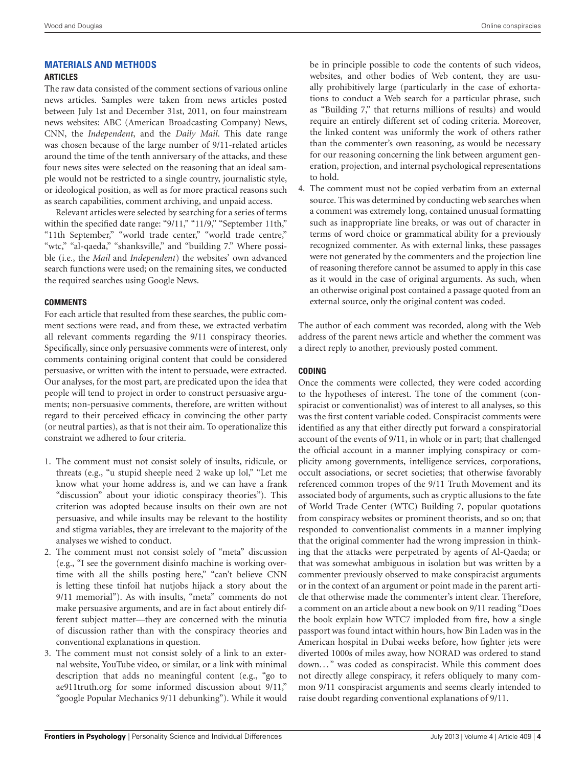## MATERIALS AND METHODS

### ARTICLES

The raw data consisted of the comment sections of various online news articles. Samples were taken from news articles posted between July 1st and December 31st, 2011, on four mainstream news websites: ABC (American Broadcasting Company) News, CNN, the *Independent*, and the *Daily Mail*. This date range was chosen because of the large number of 9/11-related articles around the time of the tenth anniversary of the attacks, and these four news sites were selected on the reasoning that an ideal sample would not be restricted to a single country, journalistic style, or ideological position, as well as for more practical reasons such as search capabilities, comment archiving, and unpaid access.

Relevant articles were selected by searching for a series of terms within the specified date range: "9/11," "11/9," "September 11th," "11th September," "world trade center," "world trade centre," "wtc," "al-qaeda," "shanksville," and "building 7." Where possible (i.e., the *Mail* and *Independent*) the websites' own advanced search functions were used; on the remaining sites, we conducted the required searches using Google News.

### COMMENTS

For each article that resulted from these searches, the public comment sections were read, and from these, we extracted verbatim all relevant comments regarding the 9/11 conspiracy theories. Specifically, since only persuasive comments were of interest, only comments containing original content that could be considered persuasive, or written with the intent to persuade, were extracted. Our analyses, for the most part, are predicated upon the idea that people will tend to project in order to construct persuasive arguments; non-persuasive comments, therefore, are written without regard to their perceived efficacy in convincing the other party (or neutral parties), as that is not their aim. To operationalize this constraint we adhered to four criteria.

1. The comment must not consist solely of insults, ridicule, or threats (e.g., "u stupid sheeple need 2 wake up lol," "Let me know what your home address is, and we can have a frank "discussion" about your idiotic conspiracy theories"). This criterion was adopted because insults on their own are not persuasive, and while insults may be relevant to the hostility and stigma variables, they are irrelevant to the majority of the analyses we wished to conduct.
2. The comment must not consist solely of "meta" discussion (e.g., "I see the government disinfo machine is working overtime with all the shills posting here," "can't believe CNN is letting these tinfoil hat nutjobs hijack a story about the 9/11 memorial"). As with insults, "meta" comments do not make persuasive arguments, and are in fact about entirely different subject matter—they are concerned with the minutia of discussion rather than with the conspiracy theories and conventional explanations in question.
3. The comment must not consist solely of a link to an external website, YouTube video, or similar, or a link with minimal description that adds no meaningful content (e.g., "go to ae911truth.org for some informed discussion about 9/11," "google Popular Mechanics 9/11 debunking"). While it would be in principle possible to code the contents of such videos, websites, and other bodies of Web content, they are usually prohibitively large (particularly in the case of exhortations to conduct a Web search for a particular phrase, such as "Building 7," that returns millions of results) and would require an entirely different set of coding criteria. Moreover, the linked content was uniformly the work of others rather than the commenter's own reasoning, as would be necessary for our reasoning concerning the link between argument generation, projection, and internal psychological representations to hold.
4. The comment must not be copied verbatim from an external source. This was determined by conducting web searches when a comment was extremely long, contained unusual formatting such as inappropriate line breaks, or was out of character in terms of word choice or grammatical ability for a previously recognized commenter. As with external links, these passages were not generated by the commenters and the projection line of reasoning therefore cannot be assumed to apply in this case as it would in the case of original arguments. As such, when an otherwise original post contained a passage quoted from an external source, only the original content was coded.

The author of each comment was recorded, along with the Web address of the parent news article and whether the comment was a direct reply to another, previously posted comment.

### CODING

Once the comments were collected, they were coded according to the hypotheses of interest. The tone of the comment (conspiracist or conventionalist) was of interest to all analyses, so this was the first content variable coded. Conspiracist comments were identified as any that either directly put forward a conspiratorial account of the events of 9/11, in whole or in part; that challenged the official account in a manner implying conspiracy or complicity among governments, intelligence services, corporations, occult associations, or secret societies; that otherwise favorably referenced common tropes of the 9/11 Truth Movement and its associated body of arguments, such as cryptic allusions to the fate of World Trade Center (WTC) Building 7, popular quotations from conspiracy websites or prominent theorists, and so on; that responded to conventionalist comments in a manner implying that the original commenter had the wrong impression in thinking that the attacks were perpetrated by agents of Al-Qaeda; or that was somewhat ambiguous in isolation but was written by a commenter previously observed to make conspiracist arguments or in the context of an argument or point made in the parent article that otherwise made the commenter's intent clear. Therefore, a comment on an article about a new book on 9/11 reading "Does the book explain how WTC7 imploded from fire, how a single passport was found intact within hours, how Bin Laden was in the American hospital in Dubai weeks before, how fighter jets were diverted 1000s of miles away, how NORAD was ordered to stand down…" was coded as conspiracist. While this comment does not directly allege conspiracy, it refers obliquely to many common 9/11 conspiracist arguments and seems clearly intended to raise doubt regarding conventional explanations of 9/11.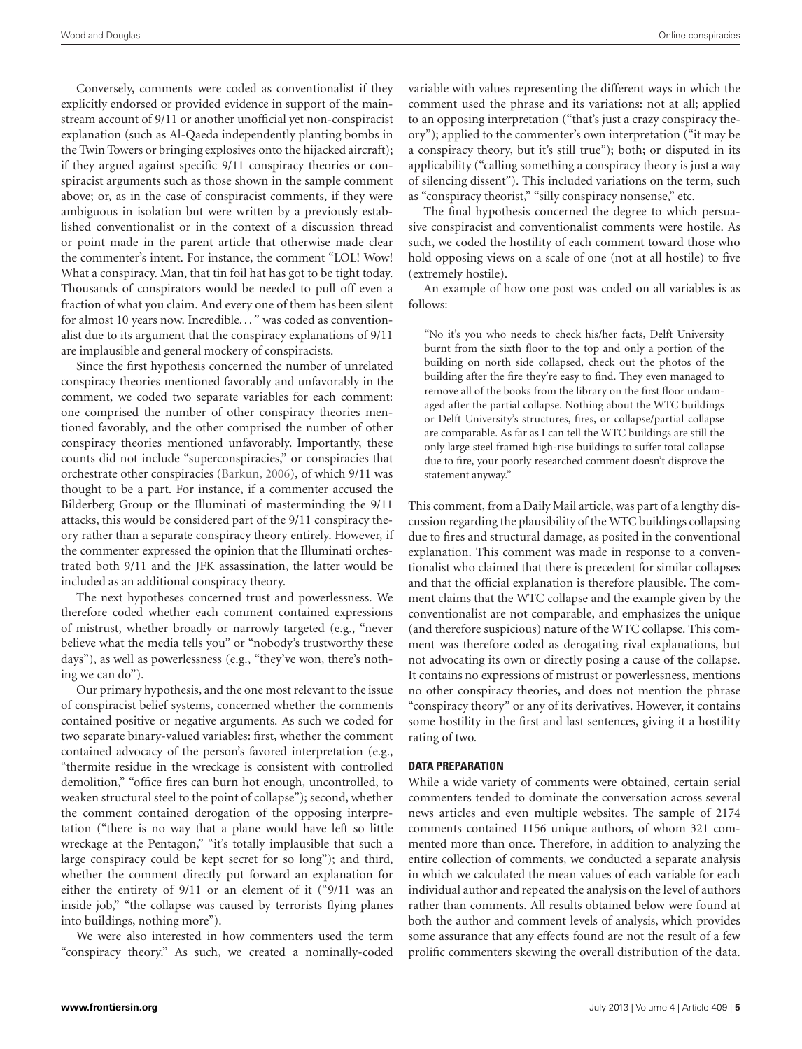Conversely, comments were coded as conventionalist if they explicitly endorsed or provided evidence in support of the mainstream account of 9/11 or another unofficial yet non-conspiracist explanation (such as Al-Qaeda independently planting bombs in the Twin Towers or bringing explosives onto the hijacked aircraft); if they argued against specific 9/11 conspiracy theories or conspiracist arguments such as those shown in the sample comment above; or, as in the case of conspiracist comments, if they were ambiguous in isolation but were written by a previously established conventionalist or in the context of a discussion thread or point made in the parent article that otherwise made clear the commenter's intent. For instance, the comment "LOL! Wow! What a conspiracy. Man, that tin foil hat has got to be tight today. Thousands of conspirators would be needed to pull off even a fraction of what you claim. And every one of them has been silent for almost 10 years now. Incredible…" was coded as conventionalist due to its argument that the conspiracy explanations of 9/11 are implausible and general mockery of conspiracists.

Since the first hypothesis concerned the number of unrelated conspiracy theories mentioned favorably and unfavorably in the comment, we coded two separate variables for each comment: one comprised the number of other conspiracy theories mentioned favorably, and the other comprised the number of other conspiracy theories mentioned unfavorably. Importantly, these counts did not include "superconspiracies," or conspiracies that orchestrate other conspiracies (Barkun, 2006), of which 9/11 was thought to be a part. For instance, if a commenter accused the Bilderberg Group or the Illuminati of masterminding the 9/11 attacks, this would be considered part of the 9/11 conspiracy theory rather than a separate conspiracy theory entirely. However, if the commenter expressed the opinion that the Illuminati orchestrated both 9/11 and the JFK assassination, the latter would be included as an additional conspiracy theory.

The next hypotheses concerned trust and powerlessness. We therefore coded whether each comment contained expressions of mistrust, whether broadly or narrowly targeted (e.g., "never believe what the media tells you" or "nobody's trustworthy these days"), as well as powerlessness (e.g., "they've won, there's nothing we can do").

Our primary hypothesis, and the one most relevant to the issue of conspiracist belief systems, concerned whether the comments contained positive or negative arguments. As such we coded for two separate binary-valued variables: first, whether the comment contained advocacy of the person's favored interpretation (e.g., "thermite residue in the wreckage is consistent with controlled demolition," "office fires can burn hot enough, uncontrolled, to weaken structural steel to the point of collapse"); second, whether the comment contained derogation of the opposing interpretation ("there is no way that a plane would have left so little wreckage at the Pentagon," "it's totally implausible that such a large conspiracy could be kept secret for so long"); and third, whether the comment directly put forward an explanation for either the entirety of 9/11 or an element of it ("9/11 was an inside job," "the collapse was caused by terrorists flying planes into buildings, nothing more").

We were also interested in how commenters used the term "conspiracy theory." As such, we created a nominally-coded variable with values representing the different ways in which the comment used the phrase and its variations: not at all; applied to an opposing interpretation ("that's just a crazy conspiracy theory"); applied to the commenter's own interpretation ("it may be a conspiracy theory, but it's still true"); both; or disputed in its applicability ("calling something a conspiracy theory is just a way of silencing dissent"). This included variations on the term, such as "conspiracy theorist," "silly conspiracy nonsense," etc.

The final hypothesis concerned the degree to which persuasive conspiracist and conventionalist comments were hostile. As such, we coded the hostility of each comment toward those who hold opposing views on a scale of one (not at all hostile) to five (extremely hostile).

An example of how one post was coded on all variables is as follows:

> "No it's you who needs to check his/her facts, Delft University burnt from the sixth floor to the top and only a portion of the building on north side collapsed, check out the photos of the building after the fire they're easy to find. They even managed to remove all of the books from the library on the first floor undamaged after the partial collapse. Nothing about the WTC buildings or Delft University's structures, fires, or collapse/partial collapse are comparable. As far as I can tell the WTC buildings are still the only large steel framed high-rise buildings to suffer total collapse due to fire, your poorly researched comment doesn't disprove the statement anyway."

This comment, from a Daily Mail article, was part of a lengthy discussion regarding the plausibility of the WTC buildings collapsing due to fires and structural damage, as posited in the conventional explanation. This comment was made in response to a conventionalist who claimed that there is precedent for similar collapses and that the official explanation is therefore plausible. The comment claims that the WTC collapse and the example given by the conventionalist are not comparable, and emphasizes the unique (and therefore suspicious) nature of the WTC collapse. This comment was therefore coded as derogating rival explanations, but not advocating its own or directly posing a cause of the collapse. It contains no expressions of mistrust or powerlessness, mentions no other conspiracy theories, and does not mention the phrase "conspiracy theory" or any of its derivatives. However, it contains some hostility in the first and last sentences, giving it a hostility rating of two.

### DATA PREPARATION

While a wide variety of comments were obtained, certain serial commenters tended to dominate the conversation across several news articles and even multiple websites. The sample of 2174 comments contained 1156 unique authors, of whom 321 commented more than once. Therefore, in addition to analyzing the entire collection of comments, we conducted a separate analysis in which we calculated the mean values of each variable for each individual author and repeated the analysis on the level of authors rather than comments. All results obtained below were found at both the author and comment levels of analysis, which provides some assurance that any effects found are not the result of a few prolific commenters skewing the overall distribution of the data.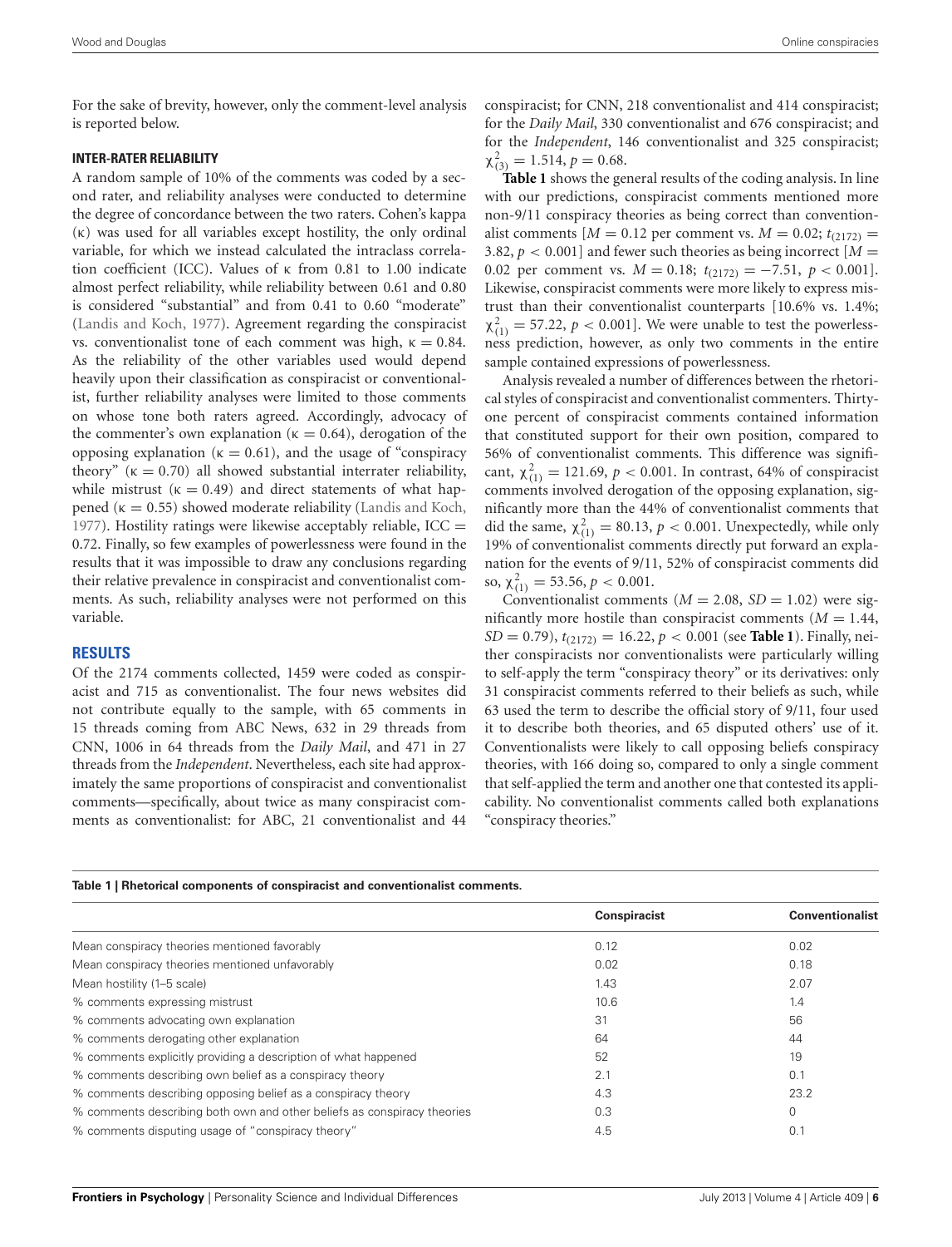For the sake of brevity, however, only the comment-level analysis is reported below.

### INTER-RATER RELIABILITY

A random sample of 10% of the comments was coded by a second rater, and reliability analyses were conducted to determine the degree of concordance between the two raters. Cohen's kappa (κ) was used for all variables except hostility, the only ordinal variable, for which we instead calculated the intraclass correlation coefficient (ICC). Values of κ from 0.81 to 1.00 indicate almost perfect reliability, while reliability between 0.61 and 0.80 is considered "substantial" and from 0.41 to 0.60 "moderate" (Landis and Koch, 1977). Agreement regarding the conspiracist vs. conventionalist tone of each comment was high, $\kappa = 0.84$. As the reliability of the other variables used would depend heavily upon their classification as conspiracist or conventionalist, further reliability analyses were limited to those comments on whose tone both raters agreed. Accordingly, advocacy of the commenter's own explanation ($\kappa = 0.64$), derogation of the opposing explanation ($\kappa = 0.61$), and the usage of "conspiracy theory" ($\kappa = 0.70$) all showed substantial interrater reliability, while mistrust ($\kappa = 0.49$) and direct statements of what happened ($\kappa = 0.55$) showed moderate reliability (Landis and Koch, 1977). Hostility ratings were likewise acceptably reliable, ICC = 0.72. Finally, so few examples of powerlessness were found in the results that it was impossible to draw any conclusions regarding their relative prevalence in conspiracist and conventionalist comments. As such, reliability analyses were not performed on this variable.

## RESULTS

Of the 2174 comments collected, 1459 were coded as conspiracist and 715 as conventionalist. The four news websites did not contribute equally to the sample, with 65 comments in 15 threads coming from ABC News, 632 in 29 threads from CNN, 1006 in 64 threads from the *Daily Mail*, and 471 in 27 threads from the *Independent*. Nevertheless, each site had approximately the same proportions of conspiracist and conventionalist comments—specifically, about twice as many conspiracist comments as conventionalist: for ABC, 21 conventionalist and 44 conspiracist; for CNN, 218 conventionalist and 414 conspiracist; for the *Daily Mail*, 330 conventionalist and 676 conspiracist; and for the *Independent*, 146 conventionalist and 325 conspiracist; $\chi^2_{(3)} = 1.514$, $p = 0.68$.

**Table 1** shows the general results of the coding analysis. In line with our predictions, conspiracist comments mentioned more non-9/11 conspiracy theories as being correct than conventionalist comments [$M = 0.12$ per comment vs. $M = 0.02$; $t_{(2172)} = 3.82$, $p < 0.001$] and fewer such theories as being incorrect [$M = 0.02$ per comment vs. $M = 0.18$; $t_{(2172)} = -7.51$, $p < 0.001$]. Likewise, conspiracist comments were more likely to express mistrust than their conventionalist counterparts [10.6% vs. 1.4%; $\chi^2_{(1)} = 57.22$, $p < 0.001$]. We were unable to test the powerlessness prediction, however, as only two comments in the entire sample contained expressions of powerlessness.

Analysis revealed a number of differences between the rhetorical styles of conspiracist and conventionalist commenters. Thirty-one percent of conspiracist comments contained information that constituted support for their own position, compared to 56% of conventionalist comments. This difference was significant, $\chi^2_{(1)} = 121.69$, $p < 0.001$. In contrast, 64% of conspiracist comments involved derogation of the opposing explanation, significantly more than the 44% of conventionalist comments that did the same, $\chi^2_{(1)} = 80.13$, $p < 0.001$. Unexpectedly, while only 19% of conventionalist comments directly put forward an explanation for the events of 9/11, 52% of conspiracist comments did so, $\chi^2_{(1)} = 53.56$, $p < 0.001$.

Conventionalist comments ($M = 2.08$, $SD = 1.02$) were significantly more hostile than conspiracist comments ($M = 1.44$, $SD = 0.79$), $t_{(2172)} = 16.22$, $p < 0.001$ (see **Table 1**). Finally, neither conspiracists nor conventionalists were particularly willing to self-apply the term "conspiracy theory" or its derivatives: only 31 conspiracist comments referred to their beliefs as such, while 63 used the term to describe the official story of 9/11, four used it to describe both theories, and 65 disputed others' use of it. Conventionalists were likely to call opposing beliefs conspiracy theories, with 166 doing so, compared to only a single comment that self-applied the term and another one that contested its applicability. No conventionalist comments called both explanations "conspiracy theories."

**Table 1 | Rhetorical components of conspiracist and conventionalist comments.**

| | Conspiracist | Conventionalist |
|---|---|---|
| Mean conspiracy theories mentioned favorably | 0.12 | 0.02 |
| Mean conspiracy theories mentioned unfavorably | 0.02 | 0.18 |
| Mean hostility (1–5 scale) | 1.43 | 2.07 |
| % comments expressing mistrust | 10.6 | 1.4 |
| % comments advocating own explanation | 31 | 56 |
| % comments derogating other explanation | 64 | 44 |
| % comments explicitly providing a description of what happened | 52 | 19 |
| % comments describing own belief as a conspiracy theory | 2.1 | 0.1 |
| % comments describing opposing belief as a conspiracy theory | 4.3 | 23.2 |
| % comments describing both own and other beliefs as conspiracy theories | 0.3 | 0 |
| % comments disputing usage of "conspiracy theory" | 4.5 | 0.1 |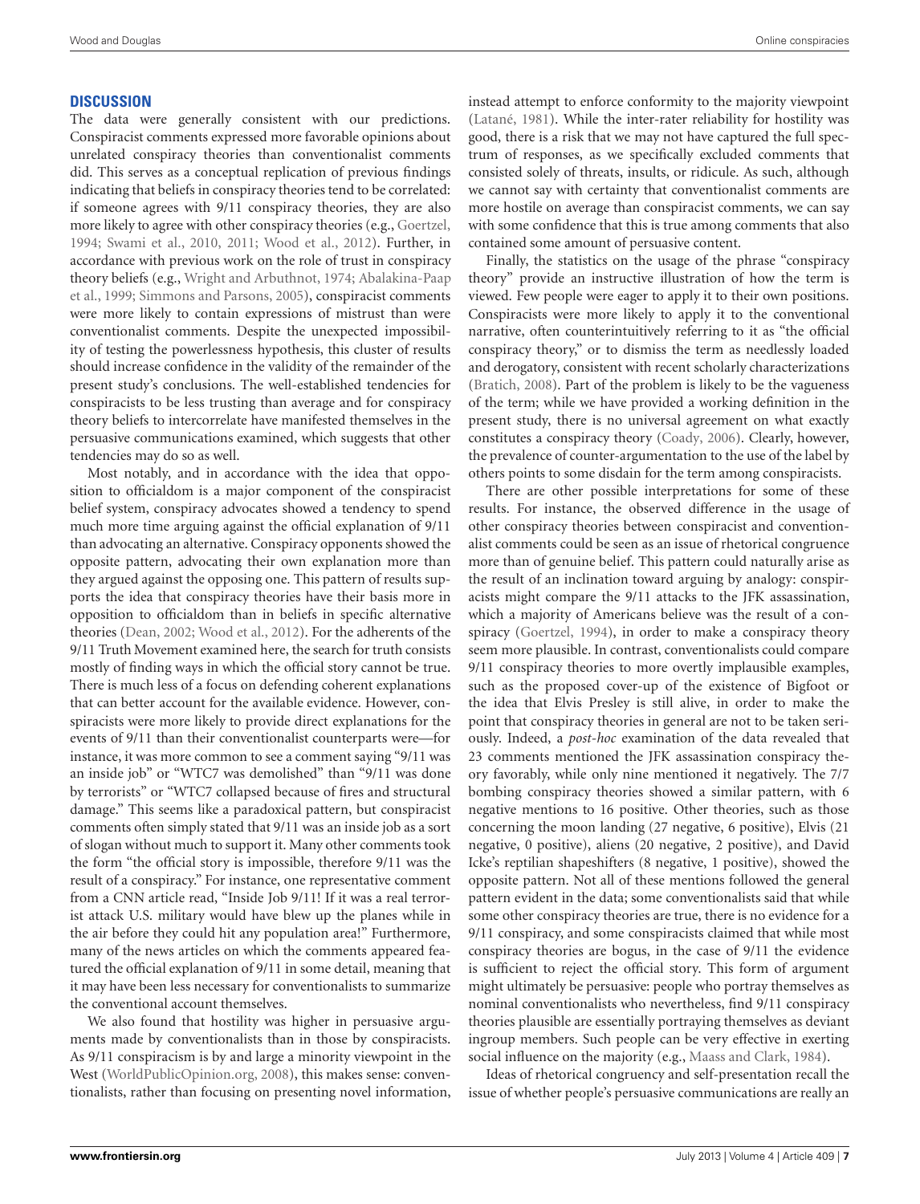## DISCUSSION

The data were generally consistent with our predictions. Conspiracist comments expressed more favorable opinions about unrelated conspiracy theories than conventionalist comments did. This serves as a conceptual replication of previous findings indicating that beliefs in conspiracy theories tend to be correlated: if someone agrees with 9/11 conspiracy theories, they are also more likely to agree with other conspiracy theories (e.g., Goertzel, 1994; Swami et al., 2010, 2011; Wood et al., 2012). Further, in accordance with previous work on the role of trust in conspiracy theory beliefs (e.g., Wright and Arbuthnot, 1974; Abalakina-Paap et al., 1999; Simmons and Parsons, 2005), conspiracist comments were more likely to contain expressions of mistrust than were conventionalist comments. Despite the unexpected impossibility of testing the powerlessness hypothesis, this cluster of results should increase confidence in the validity of the remainder of the present study's conclusions. The well-established tendencies for conspiracists to be less trusting than average and for conspiracy theory beliefs to intercorrelate have manifested themselves in the persuasive communications examined, which suggests that other tendencies may do so as well.

Most notably, and in accordance with the idea that opposition to officialdom is a major component of the conspiracist belief system, conspiracy advocates showed a tendency to spend much more time arguing against the official explanation of 9/11 than advocating an alternative. Conspiracy opponents showed the opposite pattern, advocating their own explanation more than they argued against the opposing one. This pattern of results supports the idea that conspiracy theories have their basis more in opposition to officialdom than in beliefs in specific alternative theories (Dean, 2002; Wood et al., 2012). For the adherents of the 9/11 Truth Movement examined here, the search for truth consists mostly of finding ways in which the official story cannot be true. There is much less of a focus on defending coherent explanations that can better account for the available evidence. However, conspiracists were more likely to provide direct explanations for the events of 9/11 than their conventionalist counterparts were—for instance, it was more common to see a comment saying "9/11 was an inside job" or "WTC7 was demolished" than "9/11 was done by terrorists" or "WTC7 collapsed because of fires and structural damage." This seems like a paradoxical pattern, but conspiracist comments often simply stated that 9/11 was an inside job as a sort of slogan without much to support it. Many other comments took the form "the official story is impossible, therefore 9/11 was the result of a conspiracy." For instance, one representative comment from a CNN article read, "Inside Job 9/11! If it was a real terrorist attack U.S. military would have blew up the planes while in the air before they could hit any population area!" Furthermore, many of the news articles on which the comments appeared featured the official explanation of 9/11 in some detail, meaning that it may have been less necessary for conventionalists to summarize the conventional account themselves.

We also found that hostility was higher in persuasive arguments made by conventionalists than in those by conspiracists. As 9/11 conspiracism is by and large a minority viewpoint in the West (WorldPublicOpinion.org, 2008), this makes sense: conventionalists, rather than focusing on presenting novel information, instead attempt to enforce conformity to the majority viewpoint (Latané, 1981). While the inter-rater reliability for hostility was good, there is a risk that we may not have captured the full spectrum of responses, as we specifically excluded comments that consisted solely of threats, insults, or ridicule. As such, although we cannot say with certainty that conventionalist comments are more hostile on average than conspiracist comments, we can say with some confidence that this is true among comments that also contained some amount of persuasive content.

Finally, the statistics on the usage of the phrase "conspiracy theory" provide an instructive illustration of how the term is viewed. Few people were eager to apply it to their own positions. Conspiracists were more likely to apply it to the conventional narrative, often counterintuitively referring to it as "the official conspiracy theory," or to dismiss the term as needlessly loaded and derogatory, consistent with recent scholarly characterizations (Bratich, 2008). Part of the problem is likely to be the vagueness of the term; while we have provided a working definition in the present study, there is no universal agreement on what exactly constitutes a conspiracy theory (Coady, 2006). Clearly, however, the prevalence of counter-argumentation to the use of the label by others points to some disdain for the term among conspiracists.

There are other possible interpretations for some of these results. For instance, the observed difference in the usage of other conspiracy theories between conspiracist and conventionalist comments could be seen as an issue of rhetorical congruence more than of genuine belief. This pattern could naturally arise as the result of an inclination toward arguing by analogy: conspiracists might compare the 9/11 attacks to the JFK assassination, which a majority of Americans believe was the result of a conspiracy (Goertzel, 1994), in order to make a conspiracy theory seem more plausible. In contrast, conventionalists could compare 9/11 conspiracy theories to more overtly implausible examples, such as the proposed cover-up of the existence of Bigfoot or the idea that Elvis Presley is still alive, in order to make the point that conspiracy theories in general are not to be taken seriously. Indeed, a *post-hoc* examination of the data revealed that 23 comments mentioned the JFK assassination conspiracy theory favorably, while only nine mentioned it negatively. The 7/7 bombing conspiracy theories showed a similar pattern, with 6 negative mentions to 16 positive. Other theories, such as those concerning the moon landing (27 negative, 6 positive), Elvis (21 negative, 0 positive), aliens (20 negative, 2 positive), and David Icke's reptilian shapeshifters (8 negative, 1 positive), showed the opposite pattern. Not all of these mentions followed the general pattern evident in the data; some conventionalists said that while some other conspiracy theories are true, there is no evidence for a 9/11 conspiracy, and some conspiracists claimed that while most conspiracy theories are bogus, in the case of 9/11 the evidence is sufficient to reject the official story. This form of argument might ultimately be persuasive: people who portray themselves as nominal conventionalists who nevertheless, find 9/11 conspiracy theories plausible are essentially portraying themselves as deviant ingroup members. Such people can be very effective in exerting social influence on the majority (e.g., Maass and Clark, 1984).

Ideas of rhetorical congruency and self-presentation recall the issue of whether people's persuasive communications are really an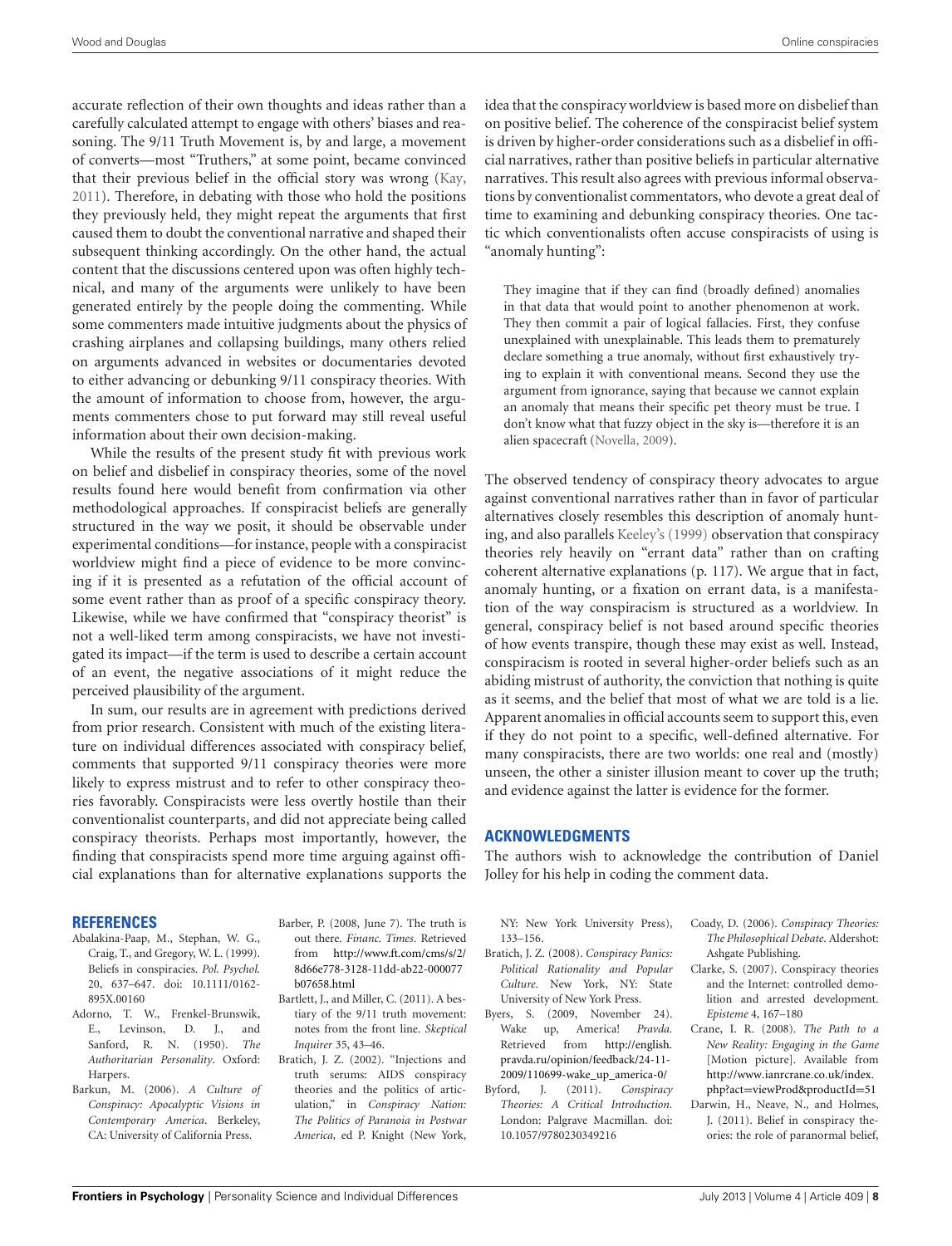accurate reflection of their own thoughts and ideas rather than a carefully calculated attempt to engage with others' biases and reasoning. The 9/11 Truth Movement is, by and large, a movement of converts—most "Truthers," at some point, became convinced that their previous belief in the official story was wrong (Kay, 2011). Therefore, in debating with those who hold the positions they previously held, they might repeat the arguments that first caused them to doubt the conventional narrative and shaped their subsequent thinking accordingly. On the other hand, the actual content that the discussions centered upon was often highly technical, and many of the arguments were unlikely to have been generated entirely by the people doing the commenting. While some commenters made intuitive judgments about the physics of crashing airplanes and collapsing buildings, many others relied on arguments advanced in websites or documentaries devoted to either advancing or debunking 9/11 conspiracy theories. With the amount of information to choose from, however, the arguments commenters chose to put forward may still reveal useful information about their own decision-making.

While the results of the present study fit with previous work on belief and disbelief in conspiracy theories, some of the novel results found here would benefit from confirmation via other methodological approaches. If conspiracist beliefs are generally structured in the way we posit, it should be observable under experimental conditions—for instance, people with a conspiracist worldview might find a piece of evidence to be more convincing if it is presented as a refutation of the official account of some event rather than as proof of a specific conspiracy theory. Likewise, while we have confirmed that "conspiracy theorist" is not a well-liked term among conspiracists, we have not investigated its impact—if the term is used to describe a certain account of an event, the negative associations of it might reduce the perceived plausibility of the argument.

In sum, our results are in agreement with predictions derived from prior research. Consistent with much of the existing literature on individual differences associated with conspiracy belief, comments that supported 9/11 conspiracy theories were more likely to express mistrust and to refer to other conspiracy theories favorably. Conspiracists were less overtly hostile than their conventionalist counterparts, and did not appreciate being called conspiracy theorists. Perhaps most importantly, however, the finding that conspiracists spend more time arguing against official explanations than for alternative explanations supports the idea that the conspiracy worldview is based more on disbelief than on positive belief. The coherence of the conspiracist belief system is driven by higher-order considerations such as a disbelief in official narratives, rather than positive beliefs in particular alternative narratives. This result also agrees with previous informal observations by conventionalist commentators, who devote a great deal of time to examining and debunking conspiracy theories. One tactic which conventionalists often accuse conspiracists of using is "anomaly hunting":

> They imagine that if they can find (broadly defined) anomalies in that data that would point to another phenomenon at work. They then commit a pair of logical fallacies. First, they confuse unexplained with unexplainable. This leads them to prematurely declare something a true anomaly, without first exhaustively trying to explain it with conventional means. Second they use the argument from ignorance, saying that because we cannot explain an anomaly that means their specific pet theory must be true. I don't know what that fuzzy object in the sky is—therefore it is an alien spacecraft (Novella, 2009).

The observed tendency of conspiracy theory advocates to argue against conventional narratives rather than in favor of particular alternatives closely resembles this description of anomaly hunting, and also parallels Keeley's (1999) observation that conspiracy theories rely heavily on "errant data" rather than on crafting coherent alternative explanations (p. 117). We argue that in fact, anomaly hunting, or a fixation on errant data, is a manifestation of the way conspiracism is structured as a worldview. In general, conspiracy belief is not based around specific theories of how events transpire, though these may exist as well. Instead, conspiracism is rooted in several higher-order beliefs such as an abiding mistrust of authority, the conviction that nothing is quite as it seems, and the belief that most of what we are told is a lie. Apparent anomalies in official accounts seem to support this, even if they do not point to a specific, well-defined alternative. For many conspiracists, there are two worlds: one real and (mostly) unseen, the other a sinister illusion meant to cover up the truth; and evidence against the latter is evidence for the former.

## ACKNOWLEDGMENTS

The authors wish to acknowledge the contribution of Daniel Jolley for his help in coding the comment data.

## REFERENCES

Abalakina-Paap, M., Stephan, W. G., Craig, T., and Gregory, W. L. (1999). Beliefs in conspiracies. *Pol. Psychol.* 20, 637–647. doi: 10.1111/0162-895X.00160

Adorno, T. W., Frenkel-Brunswik, E., Levinson, D. J., and Sanford, R. N. (1950). *The Authoritarian Personality*. Oxford: Harpers.

Barkun, M. (2006). *A Culture of Conspiracy: Apocalyptic Visions in Contemporary America*. Berkeley, CA: University of California Press.

Barber, P. (2008, June 7). The truth is out there. *Financ. Times*. Retrieved from http://www.ft.com/cms/s/2/8d66e778-3128-11dd-ab22-000077b07658.html

Bartlett, J., and Miller, C. (2011). A bestiary of the 9/11 truth movement: notes from the front line. *Skeptical Inquirer* 35, 43–46.

Bratich, J. Z. (2002). "Injections and truth serums: AIDS conspiracy theories and the politics of articulation," in *Conspiracy Nation: The Politics of Paranoia in Postwar America,* ed P. Knight (New York, NY: New York University Press), 133–156.

Bratich, J. Z. (2008). *Conspiracy Panics: Political Rationality and Popular Culture*. New York, NY: State University of New York Press.

Byers, S. (2009, November 24). Wake up, America! *Pravda.* Retrieved from http://english.pravda.ru/opinion/feedback/24-11-2009/110699-wake_up_america-0/

Byford, J. (2011). *Conspiracy Theories: A Critical Introduction*. London: Palgrave Macmillan. doi: 10.1057/9780230349216

Coady, D. (2006). *Conspiracy Theories: The Philosophical Debate*. Aldershot: Ashgate Publishing.

Clarke, S. (2007). Conspiracy theories and the Internet: controlled demolition and arrested development. *Episteme* 4, 167–180

Crane, I. R. (2008). *The Path to a New Reality: Engaging in the Game* [Motion picture]. Available from http://www.ianrcrane.co.uk/index.php?act=viewProd&productId=51

Darwin, H., Neave, N., and Holmes, J. (2011). Belief in conspiracy theories: the role of paranormal belief,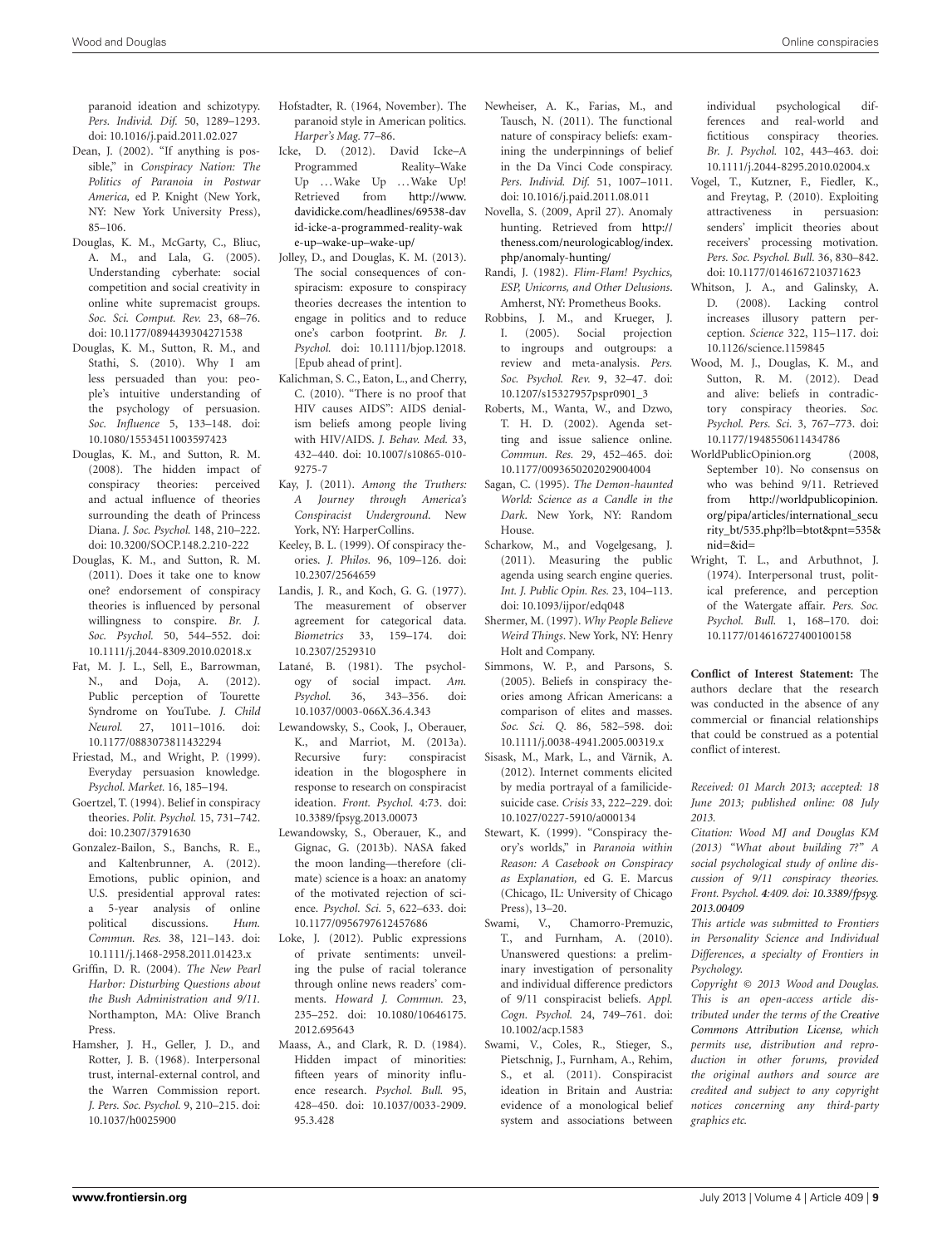paranoid ideation and schizotypy. *Pers. Individ. Dif.* 50, 1289–1293. doi: 10.1016/j.paid.2011.02.027

Dean, J. (2002). "If anything is possible," in *Conspiracy Nation: The Politics of Paranoia in Postwar America*, ed P. Knight (New York, NY: New York University Press), 85–106.

Douglas, K. M., McGarty, C., Bliuc, A. M., and Lala, G. (2005). Understanding cyberhate: social competition and social creativity in online white supremacist groups. *Soc. Sci. Comput. Rev.* 23, 68–76. doi: 10.1177/0894439304271538

Douglas, K. M., Sutton, R. M., and Stathi, S. (2010). Why I am less persuaded than you: people's intuitive understanding of the psychology of persuasion. *Soc. Influence* 5, 133–148. doi: 10.1080/15534511003597423

Douglas, K. M., and Sutton, R. M. (2008). The hidden impact of conspiracy theories: perceived and actual influence of theories surrounding the death of Princess Diana. *J. Soc. Psychol.* 148, 210–222. doi: 10.3200/SOCP.148.2.210-222

Douglas, K. M., and Sutton, R. M. (2011). Does it take one to know one? endorsement of conspiracy theories is influenced by personal willingness to conspire. *Br. J. Soc. Psychol.* 50, 544–552. doi: 10.1111/j.2044-8309.2010.02018.x

Fat, M. J. L., Sell, E., Barrowman, N., and Doja, A. (2012). Public perception of Tourette Syndrome on YouTube. *J. Child Neurol.* 27, 1011–1016. doi: 10.1177/0883073811432294

Friestad, M., and Wright, P. (1999). Everyday persuasion knowledge. *Psychol. Market.* 16, 185–194.

Goertzel, T. (1994). Belief in conspiracy theories. *Polit. Psychol.* 15, 731–742. doi: 10.2307/3791630

Gonzalez-Bailon, S., Banchs, R. E., and Kaltenbrunner, A. (2012). Emotions, public opinion, and U.S. presidential approval rates: a 5-year analysis of online political discussions. *Hum. Commun. Res.* 38, 121–143. doi: 10.1111/j.1468-2958.2011.01423.x

Griffin, D. R. (2004). *The New Pearl Harbor: Disturbing Questions about the Bush Administration and 9/11.* Northampton, MA: Olive Branch Press.

Hamsher, J. H., Geller, J. D., and Rotter, J. B. (1968). Interpersonal trust, internal-external control, and the Warren Commission report. *J. Pers. Soc. Psychol.* 9, 210–215. doi: 10.1037/h0025900

Hofstadter, R. (1964, November). The paranoid style in American politics. *Harper's Mag.* 77–86.

Icke, D. (2012). David Icke–A Programmed Reality–Wake Up …Wake Up …Wake Up! Retrieved from http://www.davidicke.com/headlines/69538-david-icke-a-programmed-reality-wake-up–wake-up–wake-up/

Jolley, D., and Douglas, K. M. (2013). The social consequences of conspiracism: exposure to conspiracy theories decreases the intention to engage in politics and to reduce one's carbon footprint. *Br. J. Psychol.* doi: 10.1111/bjop.12018. [Epub ahead of print].

Kalichman, S. C., Eaton, L., and Cherry, C. (2010). "There is no proof that HIV causes AIDS": AIDS denialism beliefs among people living with HIV/AIDS. *J. Behav. Med.* 33, 432–440. doi: 10.1007/s10865-010-9275-7

Kay, J. (2011). *Among the Truthers: A Journey through America's Conspiracist Underground*. New York, NY: HarperCollins.

Keeley, B. L. (1999). Of conspiracy theories. *J. Philos.* 96, 109–126. doi: 10.2307/2564659

Landis, J. R., and Koch, G. G. (1977). The measurement of observer agreement for categorical data. *Biometrics* 33, 159–174. doi: 10.2307/2529310

Latané, B. (1981). The psychology of social impact. *Am. Psychol.* 36, 343–356. doi: 10.1037/0003-066X.36.4.343

Lewandowsky, S., Cook, J., Oberauer, K., and Marriot, M. (2013a). Recursive fury: conspiracist ideation in the blogosphere in response to research on conspiracist ideation. *Front. Psychol.* 4:73. doi: 10.3389/fpsyg.2013.00073

Lewandowsky, S., Oberauer, K., and Gignac, G. (2013b). NASA faked the moon landing—therefore (climate) science is a hoax: an anatomy of the motivated rejection of science. *Psychol. Sci.* 5, 622–633. doi: 10.1177/0956797612457686

Loke, J. (2012). Public expressions of private sentiments: unveiling the pulse of racial tolerance through online news readers' comments. *Howard J. Commun.* 23, 235–252. doi: 10.1080/10646175.2012.695643

Maass, A., and Clark, R. D. (1984). Hidden impact of minorities: fifteen years of minority influence research. *Psychol. Bull.* 95, 428–450. doi: 10.1037/0033-2909.95.3.428

Newheiser, A. K., Farias, M., and Tausch, N. (2011). The functional nature of conspiracy beliefs: examining the underpinnings of belief in the Da Vinci Code conspiracy. *Pers. Individ. Dif.* 51, 1007–1011. doi: 10.1016/j.paid.2011.08.011

Novella, S. (2009, April 27). Anomaly hunting. Retrieved from http://theness.com/neurologicablog/index.php/anomaly-hunting/

Randi, J. (1982). *Flim-Flam! Psychics, ESP, Unicorns, and Other Delusions*. Amherst, NY: Prometheus Books.

Robbins, J. M., and Krueger, J. I. (2005). Social projection to ingroups and outgroups: a review and meta-analysis. *Pers. Soc. Psychol. Rev.* 9, 32–47. doi: 10.1207/s15327957pspr0901_3

Roberts, M., Wanta, W., and Dzwo, T. H. D. (2002). Agenda setting and issue salience online. *Commun. Res.* 29, 452–465. doi: 10.1177/0093650202029004004

Sagan, C. (1995). *The Demon-haunted World: Science as a Candle in the Dark*. New York, NY: Random House.

Scharkow, M., and Vogelgesang, J. (2011). Measuring the public agenda using search engine queries. *Int. J. Public Opin. Res.* 23, 104–113. doi: 10.1093/ijpor/edq048

Shermer, M. (1997). *Why People Believe Weird Things*. New York, NY: Henry Holt and Company.

Simmons, W. P., and Parsons, S. (2005). Beliefs in conspiracy theories among African Americans: a comparison of elites and masses. *Soc. Sci. Q.* 86, 582–598. doi: 10.1111/j.0038-4941.2005.00319.x

Sisask, M., Mark, L., and Värnik, A. (2012). Internet comments elicited by media portrayal of a familicide-suicide case. *Crisis* 33, 222–229. doi: 10.1027/0227-5910/a000134

Stewart, K. (1999). "Conspiracy theory's worlds," in *Paranoia within Reason: A Casebook on Conspiracy as Explanation,* ed G. E. Marcus (Chicago, IL: University of Chicago Press), 13–20.

Swami, V., Chamorro-Premuzic, T., and Furnham, A. (2010). Unanswered questions: a preliminary investigation of personality and individual difference predictors of 9/11 conspiracist beliefs. *Appl. Cogn. Psychol.* 24, 749–761. doi: 10.1002/acp.1583

Swami, V., Coles, R., Stieger, S., Pietschnig, J., Furnham, A., Rehim, S., et al. (2011). Conspiracist ideation in Britain and Austria: evidence of a monological belief system and associations between individual psychological differences and real-world and fictitious conspiracy theories. *Br. J. Psychol.* 102, 443–463. doi: 10.1111/j.2044-8295.2010.02004.x

Vogel, T., Kutzner, F., Fiedler, K., and Freytag, P. (2010). Exploiting attractiveness in persuasion: senders' implicit theories about receivers' processing motivation. *Pers. Soc. Psychol. Bull.* 36, 830–842. doi: 10.1177/0146167210371623

Whitson, J. A., and Galinsky, A. D. (2008). Lacking control increases illusory pattern perception. *Science* 322, 115–117. doi: 10.1126/science.1159845

Wood, M. J., Douglas, K. M., and Sutton, R. M. (2012). Dead and alive: beliefs in contradictory conspiracy theories. *Soc. Psychol. Pers. Sci.* 3, 767–773. doi: 10.1177/1948550611434786

WorldPublicOpinion.org (2008, September 10). No consensus on who was behind 9/11. Retrieved from http://worldpublicopinion.org/pipa/articles/international_security_bt/535.php?lb=btot&pnt=535&nid=&id=

Wright, T. L., and Arbuthnot, J. (1974). Interpersonal trust, political preference, and perception of the Watergate affair. *Pers. Soc. Psychol. Bull.* 1, 168–170. doi: 10.1177/014616727400100158

**Conflict of Interest Statement:** The authors declare that the research was conducted in the absence of any commercial or financial relationships that could be construed as a potential conflict of interest.

*Received: 01 March 2013; accepted: 18 June 2013; published online: 08 July 2013.*

*Citation: Wood MJ and Douglas KM (2013) "What about building 7?" A social psychological study of online discussion of 9/11 conspiracy theories. Front. Psychol.* ***4****:409. doi: 10.3389/fpsyg.2013.00409*

*This article was submitted to Frontiers in Personality Science and Individual Differences, a specialty of Frontiers in Psychology.*

*Copyright © 2013 Wood and Douglas. This is an open-access article distributed under the terms of the Creative Commons Attribution License, which permits use, distribution and reproduction in other forums, provided the original authors and source are credited and subject to any copyright notices concerning any third-party graphics etc.*